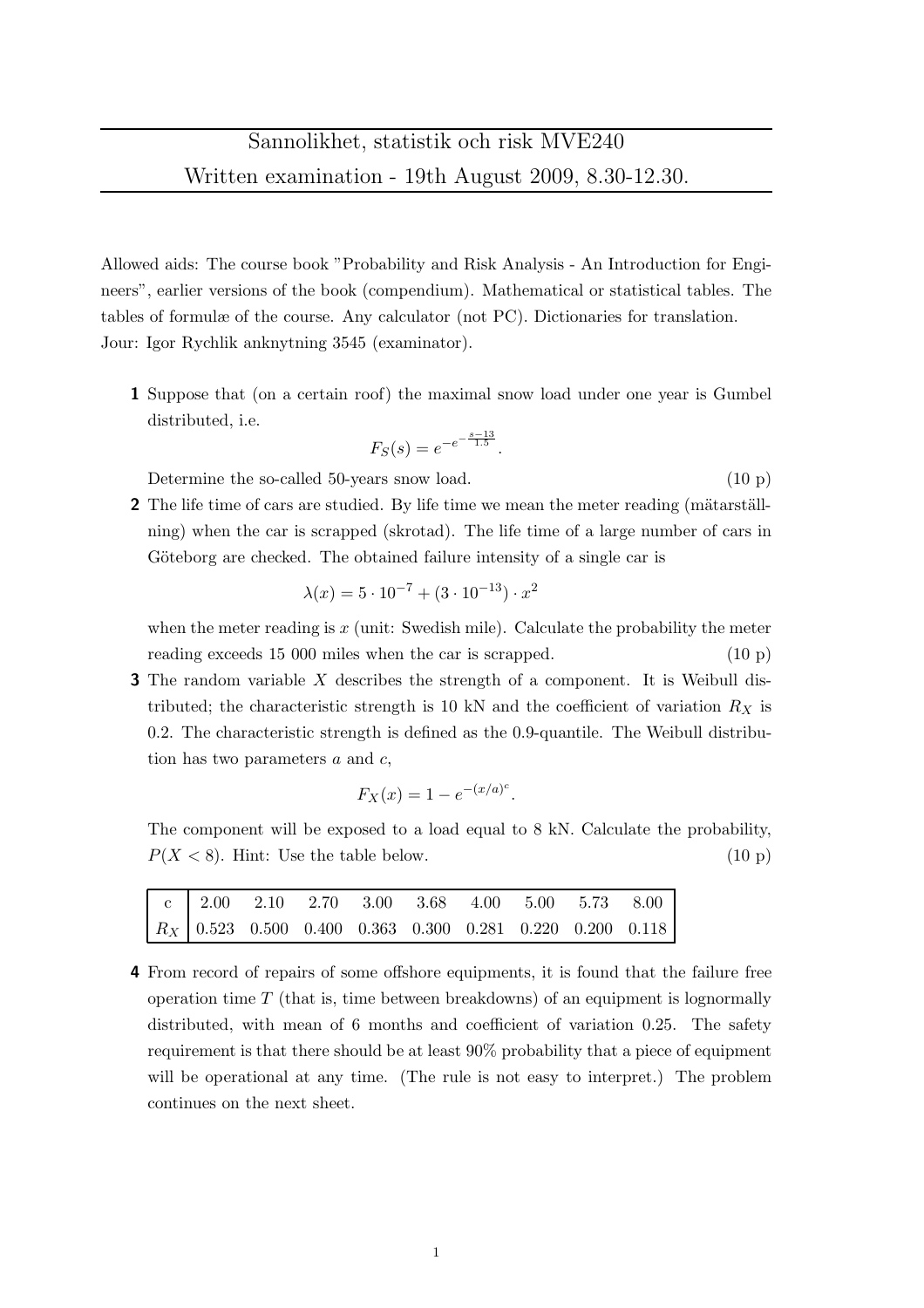# Sannolikhet, statistik och risk MVE240

## Written examination - 19th August 2009, 8.30-12.30.

Allowed aids: The course book "Probability and Risk Analysis - An Introduction for Engineers", earlier versions of the book (compendium). Mathematical or statistical tables. The tables of formulæ of the course. Any calculator (not PC). Dictionaries for translation.
Jour: Igor Rychlik anknytning 3545 (examinator).

**1** Suppose that (on a certain roof) the maximal snow load under one year is Gumbel distributed, i.e.

$$F_S(s) = e^{-e^{-\frac{s-13}{1.5}}}.$$

Determine the so-called 50-years snow load. (10 p)

**2** The life time of cars are studied. By life time we mean the meter reading (mätarställning) when the car is scrapped (skrotad). The life time of a large number of cars in Göteborg are checked. The obtained failure intensity of a single car is

$$\lambda(x) = 5 \cdot 10^{-7} + (3 \cdot 10^{-13}) \cdot x^2$$

when the meter reading is $x$ (unit: Swedish mile). Calculate the probability the meter reading exceeds 15 000 miles when the car is scrapped. (10 p)

**3** The random variable $X$ describes the strength of a component. It is Weibull distributed; the characteristic strength is 10 kN and the coefficient of variation $R_X$ is 0.2. The characteristic strength is defined as the 0.9-quantile. The Weibull distribution has two parameters $a$ and $c$,

$$F_X(x) = 1 - e^{-(x/a)^c}.$$

The component will be exposed to a load equal to 8 kN. Calculate the probability, $P(X < 8)$. Hint: Use the table below. (10 p)

| c | 2.00 | 2.10 | 2.70 | 3.00 | 3.68 | 4.00 | 5.00 | 5.73 | 8.00 |
|---|---|---|---|---|---|---|---|---|---|
| $R_X$ | 0.523 | 0.500 | 0.400 | 0.363 | 0.300 | 0.281 | 0.220 | 0.200 | 0.118 |

**4** From record of repairs of some offshore equipments, it is found that the failure free operation time $T$ (that is, time between breakdowns) of an equipment is lognormally distributed, with mean of 6 months and coefficient of variation 0.25. The safety requirement is that there should be at least 90% probability that a piece of equipment will be operational at any time. (The rule is not easy to interpret.) The problem continues on the next sheet.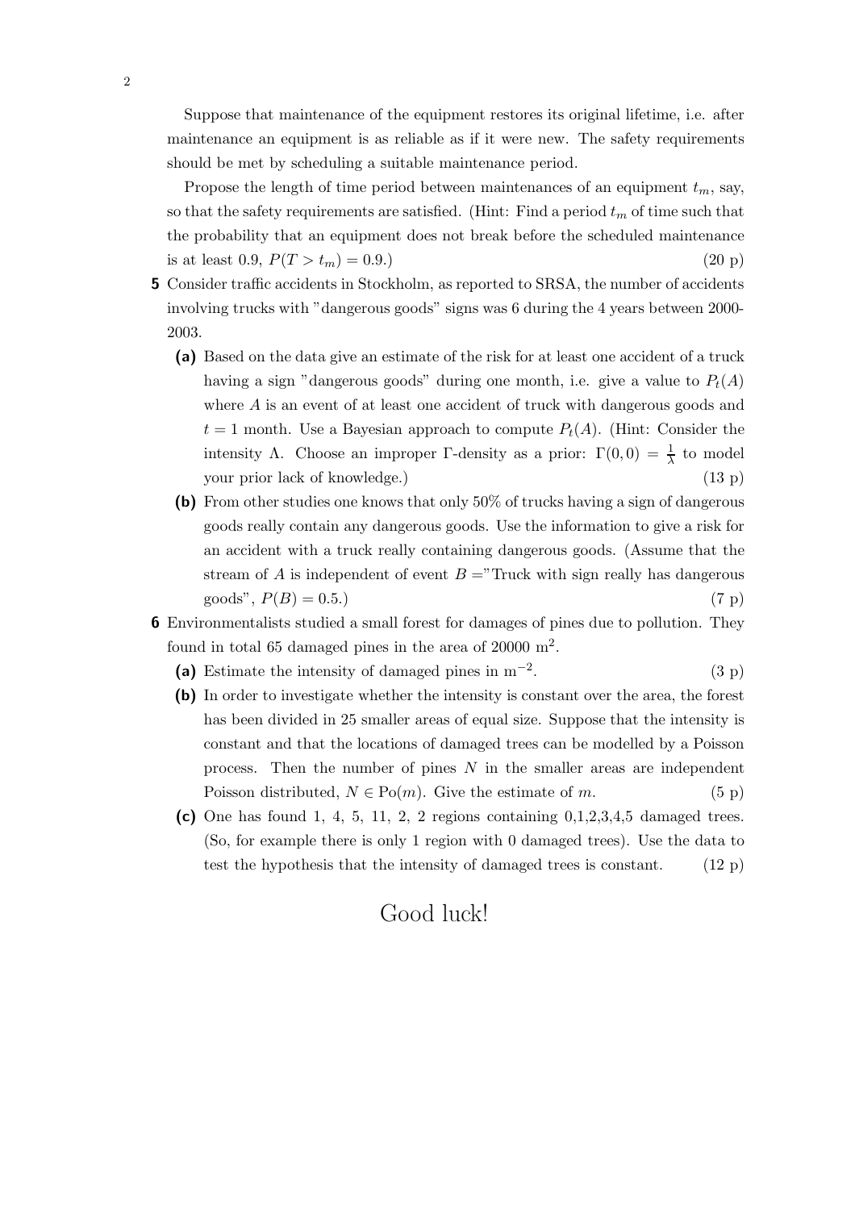Suppose that maintenance of the equipment restores its original lifetime, i.e. after maintenance an equipment is as reliable as if it were new. The safety requirements should be met by scheduling a suitable maintenance period.

Propose the length of time period between maintenances of an equipment $t_m$, say, so that the safety requirements are satisfied. (Hint: Find a period $t_m$ of time such that the probability that an equipment does not break before the scheduled maintenance is at least 0.9, $P(T > t_m) = 0.9$.) (20 p)

**5** Consider traffic accidents in Stockholm, as reported to SRSA, the number of accidents involving trucks with "dangerous goods" signs was 6 during the 4 years between 2000-2003.

**(a)** Based on the data give an estimate of the risk for at least one accident of a truck having a sign "dangerous goods" during one month, i.e. give a value to $P_t(A)$ where $A$ is an event of at least one accident of truck with dangerous goods and $t = 1$ month. Use a Bayesian approach to compute $P_t(A)$. (Hint: Consider the intensity $\Lambda$. Choose an improper $\Gamma$-density as a prior: $\Gamma(0,0) = \frac{1}{\lambda}$ to model your prior lack of knowledge.) (13 p)

**(b)** From other studies one knows that only 50% of trucks having a sign of dangerous goods really contain any dangerous goods. Use the information to give a risk for an accident with a truck really containing dangerous goods. (Assume that the stream of $A$ is independent of event $B =$"Truck with sign really has dangerous goods", $P(B) = 0.5$.) (7 p)

**6** Environmentalists studied a small forest for damages of pines due to pollution. They found in total 65 damaged pines in the area of 20000 $m^2$.

**(a)** Estimate the intensity of damaged pines in $m^{-2}$. (3 p)

**(b)** In order to investigate whether the intensity is constant over the area, the forest has been divided in 25 smaller areas of equal size. Suppose that the intensity is constant and that the locations of damaged trees can be modelled by a Poisson process. Then the number of pines $N$ in the smaller areas are independent Poisson distributed, $N \in \text{Po}(m)$. Give the estimate of $m$. (5 p)

**(c)** One has found 1, 4, 5, 11, 2, 2 regions containing 0,1,2,3,4,5 damaged trees. (So, for example there is only 1 region with 0 damaged trees). Use the data to test the hypothesis that the intensity of damaged trees is constant. (12 p)

Good luck!